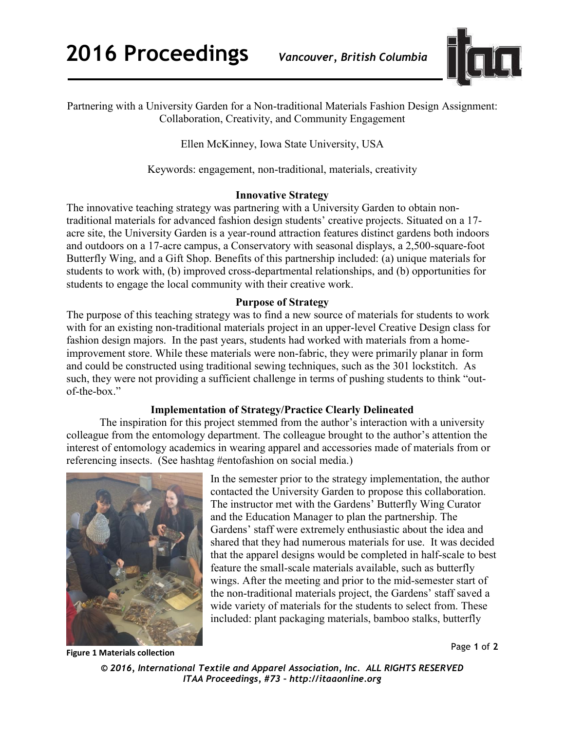Partnering with a University Garden for a Non-traditional Materials Fashion Design Assignment: Collaboration, Creativity, and Community Engagement

Ellen McKinney, Iowa State University, USA

Keywords: engagement, non-traditional, materials, creativity

## Innovative Strategy

The innovative teaching strategy was partnering with a University Garden to obtain non-traditional materials for advanced fashion design students' creative projects. Situated on a 17-acre site, the University Garden is a year-round attraction features distinct gardens both indoors and outdoors on a 17-acre campus, a Conservatory with seasonal displays, a 2,500-square-foot Butterfly Wing, and a Gift Shop. Benefits of this partnership included: (a) unique materials for students to work with, (b) improved cross-departmental relationships, and (b) opportunities for students to engage the local community with their creative work.

## Purpose of Strategy

The purpose of this teaching strategy was to find a new source of materials for students to work with for an existing non-traditional materials project in an upper-level Creative Design class for fashion design majors. In the past years, students had worked with materials from a home-improvement store. While these materials were non-fabric, they were primarily planar in form and could be constructed using traditional sewing techniques, such as the 301 lockstitch. As such, they were not providing a sufficient challenge in terms of pushing students to think "out-of-the-box."

## Implementation of Strategy/Practice Clearly Delineated

The inspiration for this project stemmed from the author's interaction with a university colleague from the entomology department. The colleague brought to the author's attention the interest of entomology academics in wearing apparel and accessories made of materials from or referencing insects. (See hashtag #entofashion on social media.)

In the semester prior to the strategy implementation, the author contacted the University Garden to propose this collaboration. The instructor met with the Gardens' Butterfly Wing Curator and the Education Manager to plan the partnership. The Gardens' staff were extremely enthusiastic about the idea and shared that they had numerous materials for use. It was decided that the apparel designs would be completed in half-scale to best feature the small-scale materials available, such as butterfly wings. After the meeting and prior to the mid-semester start of the non-traditional materials project, the Gardens' staff saved a wide variety of materials for the students to select from. These included: plant packaging materials, bamboo stalks, butterfly

**Figure 1 Materials collection**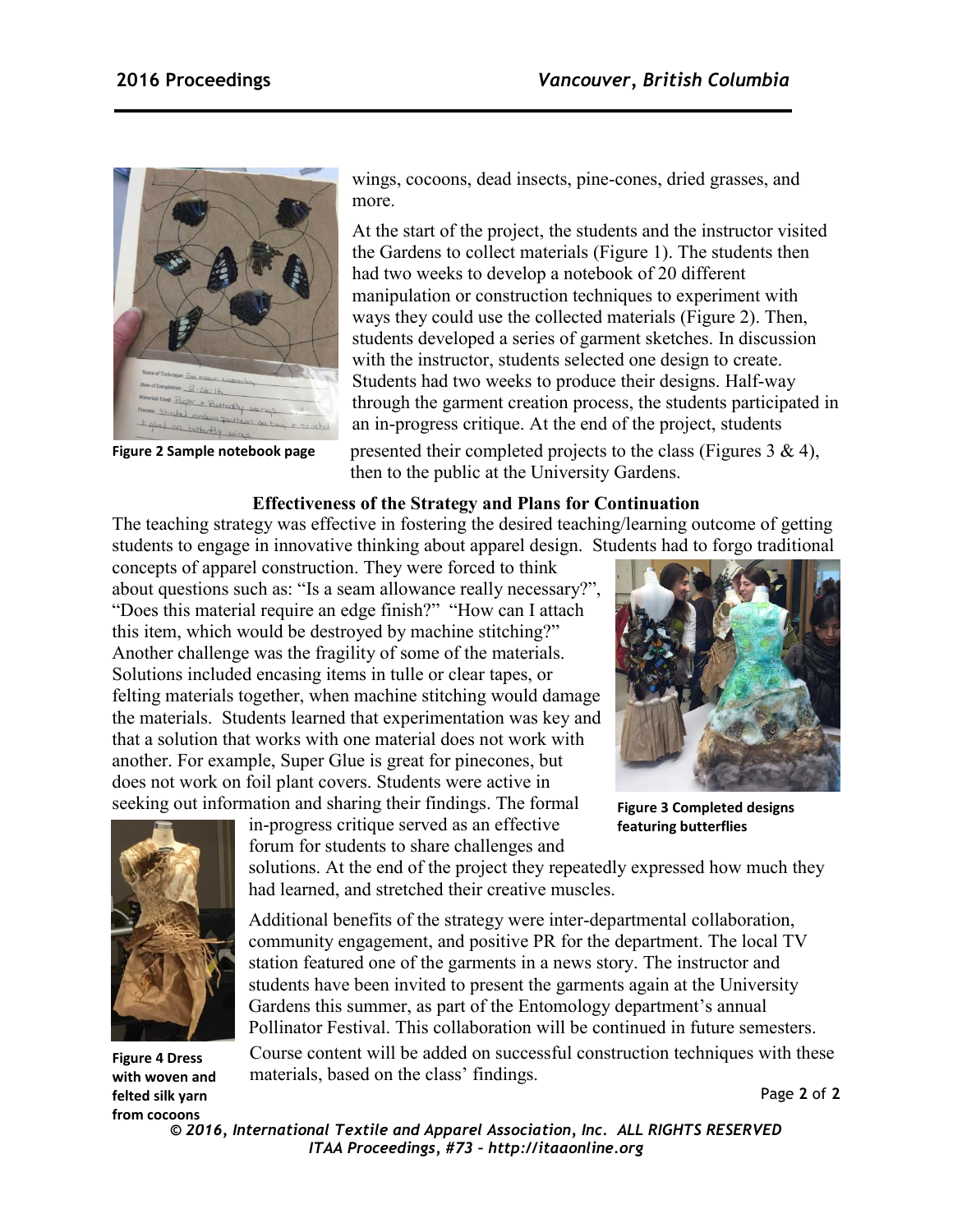wings, cocoons, dead insects, pine-cones, dried grasses, and more.

At the start of the project, the students and the instructor visited the Gardens to collect materials (Figure 1). The students then had two weeks to develop a notebook of 20 different manipulation or construction techniques to experiment with ways they could use the collected materials (Figure 2). Then, students developed a series of garment sketches. In discussion with the instructor, students selected one design to create. Students had two weeks to produce their designs. Half-way through the garment creation process, the students participated in an in-progress critique. At the end of the project, students presented their completed projects to the class (Figures 3 & 4), then to the public at the University Gardens.

**Figure 2 Sample notebook page**

### Effectiveness of the Strategy and Plans for Continuation

The teaching strategy was effective in fostering the desired teaching/learning outcome of getting students to engage in innovative thinking about apparel design. Students had to forgo traditional concepts of apparel construction. They were forced to think about questions such as: "Is a seam allowance really necessary?", "Does this material require an edge finish?" "How can I attach this item, which would be destroyed by machine stitching?" Another challenge was the fragility of some of the materials. Solutions included encasing items in tulle or clear tapes, or felting materials together, when machine stitching would damage the materials. Students learned that experimentation was key and that a solution that works with one material does not work with another. For example, Super Glue is great for pinecones, but does not work on foil plant covers. Students were active in seeking out information and sharing their findings. The formal in-progress critique served as an effective forum for students to share challenges and solutions. At the end of the project they repeatedly expressed how much they had learned, and stretched their creative muscles.

**Figure 3 Completed designs featuring butterflies**

Additional benefits of the strategy were inter-departmental collaboration, community engagement, and positive PR for the department. The local TV station featured one of the garments in a news story. The instructor and students have been invited to present the garments again at the University Gardens this summer, as part of the Entomology department's annual Pollinator Festival. This collaboration will be continued in future semesters. Course content will be added on successful construction techniques with these materials, based on the class' findings.

**Figure 4 Dress with woven and felted silk yarn from cocoons**